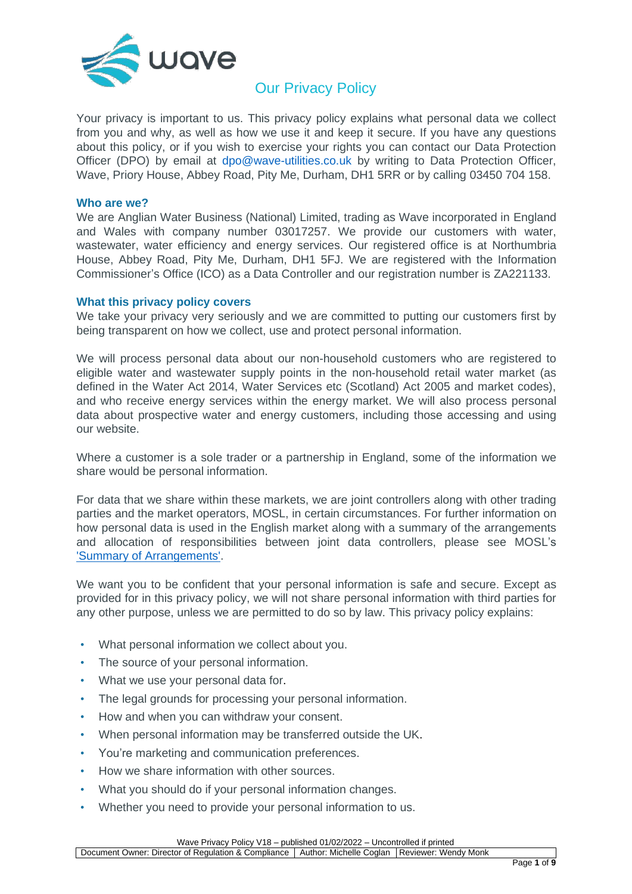# Our Privacy Policy

Your privacy is important to us. This privacy policy explains what personal data we collect from you and why, as well as how we use it and keep it secure. If you have any questions about this policy, or if you wish to exercise your rights you can contact our Data Protection Officer (DPO) by email at dpo@wave-utilities.co.uk by writing to Data Protection Officer, Wave, Priory House, Abbey Road, Pity Me, Durham, DH1 5RR or by calling 03450 704 158.

## Who are we?

We are Anglian Water Business (National) Limited, trading as Wave incorporated in England and Wales with company number 03017257. We provide our customers with water, wastewater, water efficiency and energy services. Our registered office is at Northumbria House, Abbey Road, Pity Me, Durham, DH1 5FJ. We are registered with the Information Commissioner's Office (ICO) as a Data Controller and our registration number is ZA221133.

## What this privacy policy covers

We take your privacy very seriously and we are committed to putting our customers first by being transparent on how we collect, use and protect personal information.

We will process personal data about our non-household customers who are registered to eligible water and wastewater supply points in the non-household retail water market (as defined in the Water Act 2014, Water Services etc (Scotland) Act 2005 and market codes), and who receive energy services within the energy market. We will also process personal data about prospective water and energy customers, including those accessing and using our website.

Where a customer is a sole trader or a partnership in England, some of the information we share would be personal information.

For data that we share within these markets, we are joint controllers along with other trading parties and the market operators, MOSL, in certain circumstances. For further information on how personal data is used in the English market along with a summary of the arrangements and allocation of responsibilities between joint data controllers, please see MOSL's 'Summary of Arrangements'.

We want you to be confident that your personal information is safe and secure. Except as provided for in this privacy policy, we will not share personal information with third parties for any other purpose, unless we are permitted to do so by law. This privacy policy explains:

- What personal information we collect about you.
- The source of your personal information.
- What we use your personal data for.
- The legal grounds for processing your personal information.
- How and when you can withdraw your consent.
- When personal information may be transferred outside the UK.
- You're marketing and communication preferences.
- How we share information with other sources.
- What you should do if your personal information changes.
- Whether you need to provide your personal information to us.

Wave Privacy Policy V18 – published 01/02/2022 – Uncontrolled if printed

| Document Owner: Director of Regulation & Compliance | Author: Michelle Coglan | Reviewer: Wendy Monk |
| --- | --- | --- |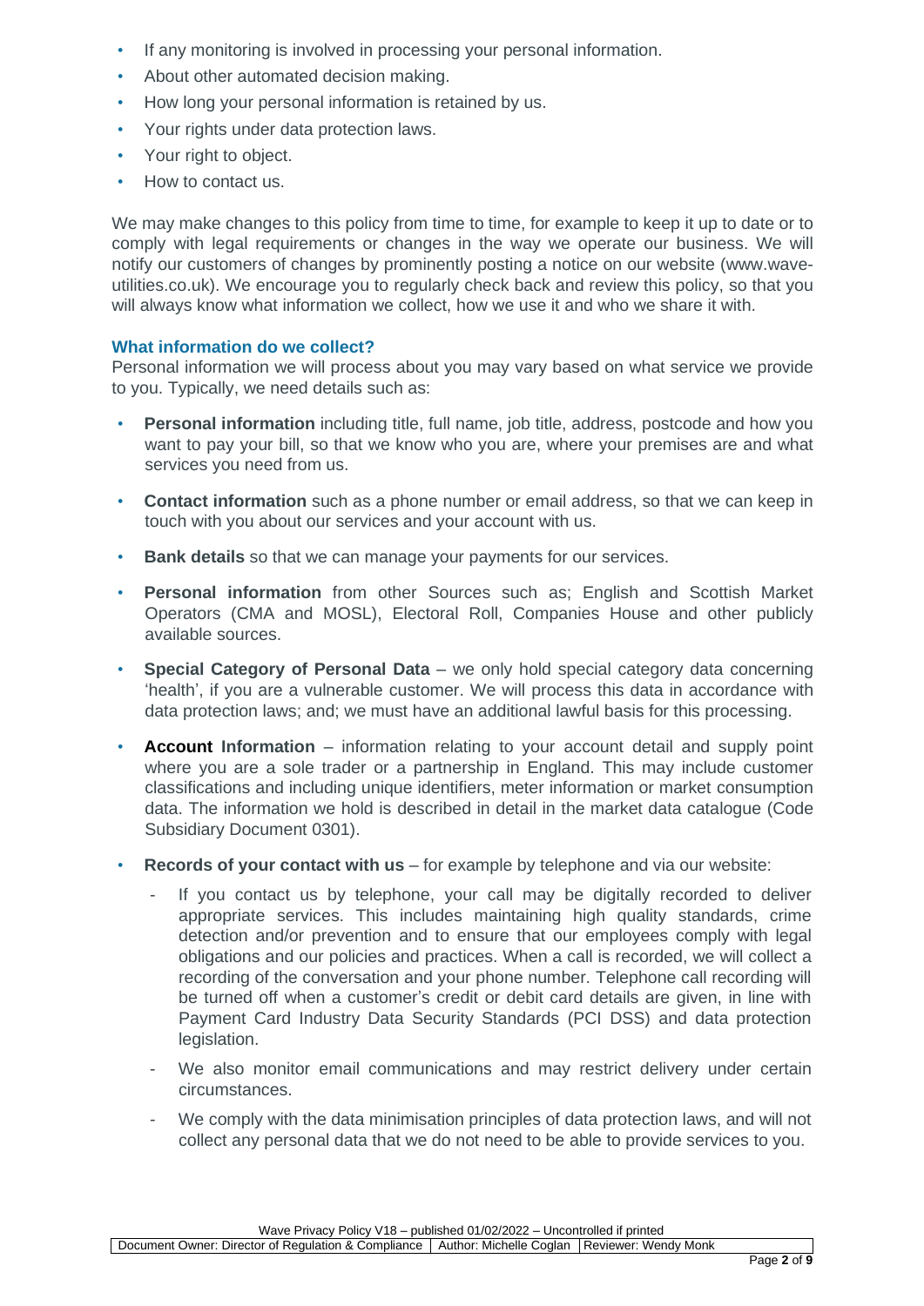- If any monitoring is involved in processing your personal information.
- About other automated decision making.
- How long your personal information is retained by us.
- Your rights under data protection laws.
- Your right to object.
- How to contact us.

We may make changes to this policy from time to time, for example to keep it up to date or to comply with legal requirements or changes in the way we operate our business. We will notify our customers of changes by prominently posting a notice on our website (www.wave-utilities.co.uk). We encourage you to regularly check back and review this policy, so that you will always know what information we collect, how we use it and who we share it with.

### What information do we collect?

Personal information we will process about you may vary based on what service we provide to you. Typically, we need details such as:

- **Personal information** including title, full name, job title, address, postcode and how you want to pay your bill, so that we know who you are, where your premises are and what services you need from us.
- **Contact information** such as a phone number or email address, so that we can keep in touch with you about our services and your account with us.
- **Bank details** so that we can manage your payments for our services.
- **Personal information** from other Sources such as; English and Scottish Market Operators (CMA and MOSL), Electoral Roll, Companies House and other publicly available sources.
- **Special Category of Personal Data** – we only hold special category data concerning 'health', if you are a vulnerable customer. We will process this data in accordance with data protection laws; and; we must have an additional lawful basis for this processing.
- **Account Information** – information relating to your account detail and supply point where you are a sole trader or a partnership in England. This may include customer classifications and including unique identifiers, meter information or market consumption data. The information we hold is described in detail in the market data catalogue (Code Subsidiary Document 0301).
- **Records of your contact with us** – for example by telephone and via our website:
  - If you contact us by telephone, your call may be digitally recorded to deliver appropriate services. This includes maintaining high quality standards, crime detection and/or prevention and to ensure that our employees comply with legal obligations and our policies and practices. When a call is recorded, we will collect a recording of the conversation and your phone number. Telephone call recording will be turned off when a customer's credit or debit card details are given, in line with Payment Card Industry Data Security Standards (PCI DSS) and data protection legislation.
  - We also monitor email communications and may restrict delivery under certain circumstances.
  - We comply with the data minimisation principles of data protection laws, and will not collect any personal data that we do not need to be able to provide services to you.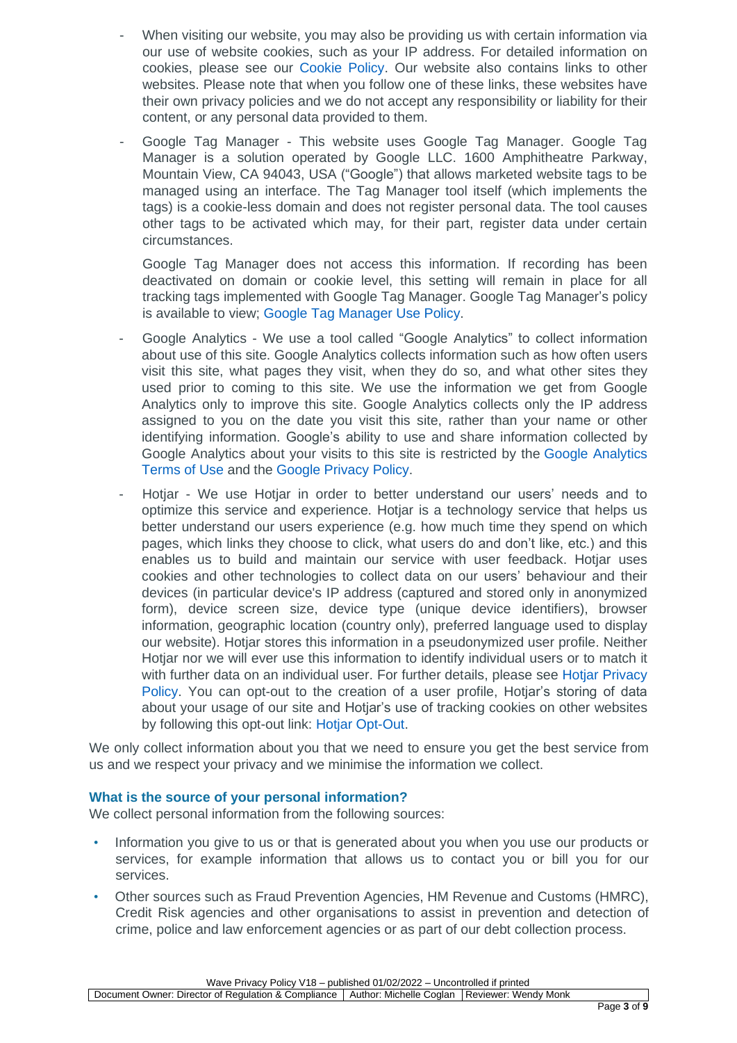- When visiting our website, you may also be providing us with certain information via our use of website cookies, such as your IP address. For detailed information on cookies, please see our Cookie Policy. Our website also contains links to other websites. Please note that when you follow one of these links, these websites have their own privacy policies and we do not accept any responsibility or liability for their content, or any personal data provided to them.

- Google Tag Manager - This website uses Google Tag Manager. Google Tag Manager is a solution operated by Google LLC. 1600 Amphitheatre Parkway, Mountain View, CA 94043, USA ("Google") that allows marketed website tags to be managed using an interface. The Tag Manager tool itself (which implements the tags) is a cookie-less domain and does not register personal data. The tool causes other tags to be activated which may, for their part, register data under certain circumstances.

  Google Tag Manager does not access this information. If recording has been deactivated on domain or cookie level, this setting will remain in place for all tracking tags implemented with Google Tag Manager. Google Tag Manager's policy is available to view; Google Tag Manager Use Policy.

- Google Analytics - We use a tool called "Google Analytics" to collect information about use of this site. Google Analytics collects information such as how often users visit this site, what pages they visit, when they do so, and what other sites they used prior to coming to this site. We use the information we get from Google Analytics only to improve this site. Google Analytics collects only the IP address assigned to you on the date you visit this site, rather than your name or other identifying information. Google's ability to use and share information collected by Google Analytics about your visits to this site is restricted by the Google Analytics Terms of Use and the Google Privacy Policy.

- Hotjar - We use Hotjar in order to better understand our users' needs and to optimize this service and experience. Hotjar is a technology service that helps us better understand our users experience (e.g. how much time they spend on which pages, which links they choose to click, what users do and don't like, etc.) and this enables us to build and maintain our service with user feedback. Hotjar uses cookies and other technologies to collect data on our users' behaviour and their devices (in particular device's IP address (captured and stored only in anonymized form), device screen size, device type (unique device identifiers), browser information, geographic location (country only), preferred language used to display our website). Hotjar stores this information in a pseudonymized user profile. Neither Hotjar nor we will ever use this information to identify individual users or to match it with further data on an individual user. For further details, please see Hotjar Privacy Policy. You can opt-out to the creation of a user profile, Hotjar's storing of data about your usage of our site and Hotjar's use of tracking cookies on other websites by following this opt-out link: Hotjar Opt-Out.

We only collect information about you that we need to ensure you get the best service from us and we respect your privacy and we minimise the information we collect.

### What is the source of your personal information?

We collect personal information from the following sources:

- Information you give to us or that is generated about you when you use our products or services, for example information that allows us to contact you or bill you for our services.
- Other sources such as Fraud Prevention Agencies, HM Revenue and Customs (HMRC), Credit Risk agencies and other organisations to assist in prevention and detection of crime, police and law enforcement agencies or as part of our debt collection process.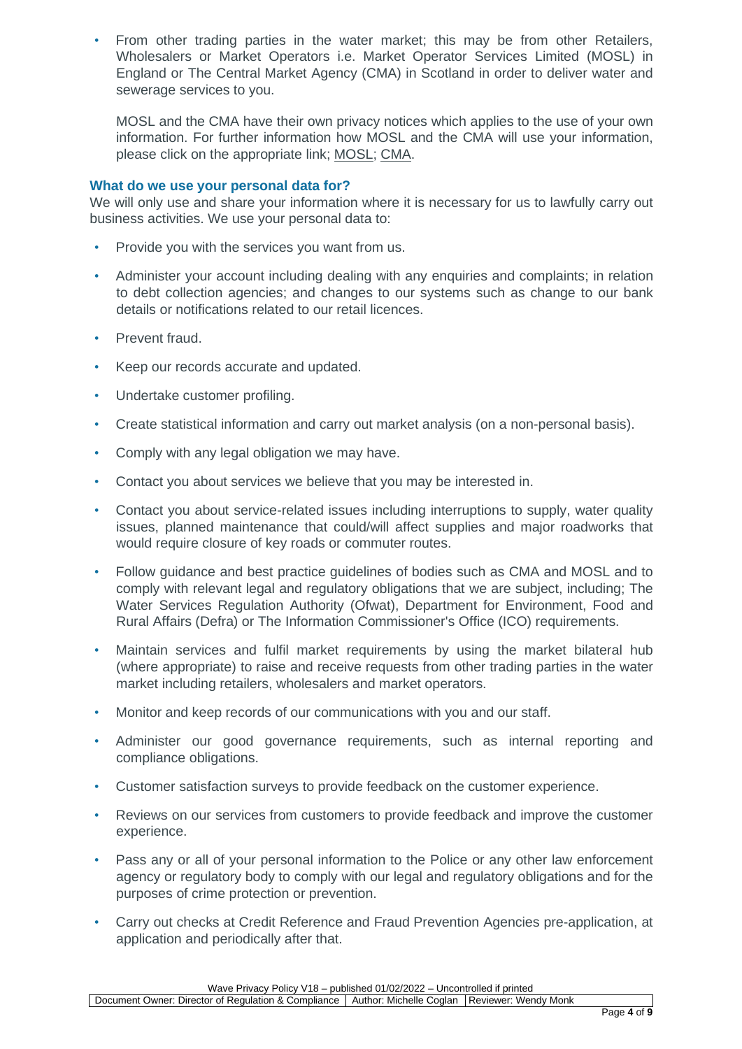- From other trading parties in the water market; this may be from other Retailers, Wholesalers or Market Operators i.e. Market Operator Services Limited (MOSL) in England or The Central Market Agency (CMA) in Scotland in order to deliver water and sewerage services to you.

  MOSL and the CMA have their own privacy notices which applies to the use of your own information. For further information how MOSL and the CMA will use your information, please click on the appropriate link; MOSL; CMA.

### What do we use your personal data for?

We will only use and share your information where it is necessary for us to lawfully carry out business activities. We use your personal data to:

- Provide you with the services you want from us.
- Administer your account including dealing with any enquiries and complaints; in relation to debt collection agencies; and changes to our systems such as change to our bank details or notifications related to our retail licences.
- Prevent fraud.
- Keep our records accurate and updated.
- Undertake customer profiling.
- Create statistical information and carry out market analysis (on a non-personal basis).
- Comply with any legal obligation we may have.
- Contact you about services we believe that you may be interested in.
- Contact you about service-related issues including interruptions to supply, water quality issues, planned maintenance that could/will affect supplies and major roadworks that would require closure of key roads or commuter routes.
- Follow guidance and best practice guidelines of bodies such as CMA and MOSL and to comply with relevant legal and regulatory obligations that we are subject, including; The Water Services Regulation Authority (Ofwat), Department for Environment, Food and Rural Affairs (Defra) or The Information Commissioner's Office (ICO) requirements.
- Maintain services and fulfil market requirements by using the market bilateral hub (where appropriate) to raise and receive requests from other trading parties in the water market including retailers, wholesalers and market operators.
- Monitor and keep records of our communications with you and our staff.
- Administer our good governance requirements, such as internal reporting and compliance obligations.
- Customer satisfaction surveys to provide feedback on the customer experience.
- Reviews on our services from customers to provide feedback and improve the customer experience.
- Pass any or all of your personal information to the Police or any other law enforcement agency or regulatory body to comply with our legal and regulatory obligations and for the purposes of crime protection or prevention.
- Carry out checks at Credit Reference and Fraud Prevention Agencies pre-application, at application and periodically after that.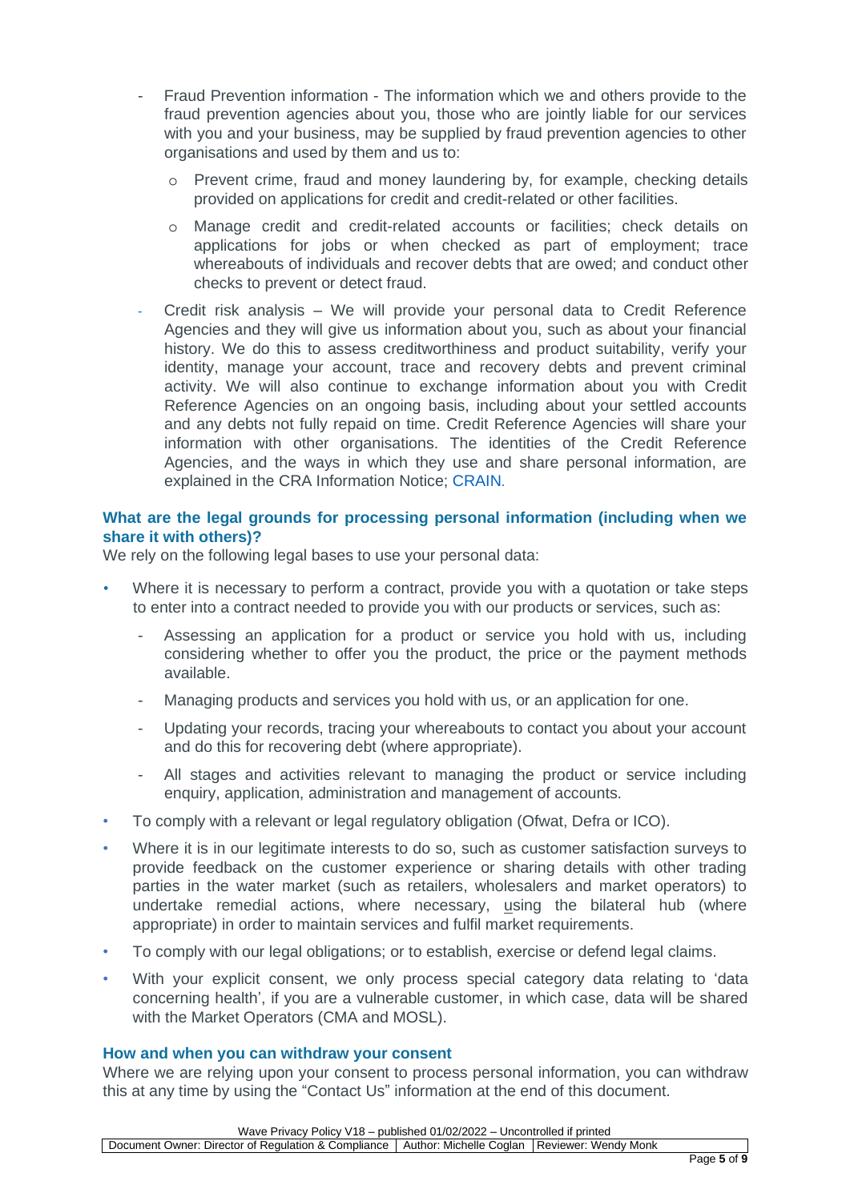- Fraud Prevention information - The information which we and others provide to the fraud prevention agencies about you, those who are jointly liable for our services with you and your business, may be supplied by fraud prevention agencies to other organisations and used by them and us to:
    - Prevent crime, fraud and money laundering by, for example, checking details provided on applications for credit and credit-related or other facilities.
    - Manage credit and credit-related accounts or facilities; check details on applications for jobs or when checked as part of employment; trace whereabouts of individuals and recover debts that are owed; and conduct other checks to prevent or detect fraud.
- Credit risk analysis – We will provide your personal data to Credit Reference Agencies and they will give us information about you, such as about your financial history. We do this to assess creditworthiness and product suitability, verify your identity, manage your account, trace and recovery debts and prevent criminal activity. We will also continue to exchange information about you with Credit Reference Agencies on an ongoing basis, including about your settled accounts and any debts not fully repaid on time. Credit Reference Agencies will share your information with other organisations. The identities of the Credit Reference Agencies, and the ways in which they use and share personal information, are explained in the CRA Information Notice; CRAIN.

### What are the legal grounds for processing personal information (including when we share it with others)?

We rely on the following legal bases to use your personal data:

- Where it is necessary to perform a contract, provide you with a quotation or take steps to enter into a contract needed to provide you with our products or services, such as:
    - Assessing an application for a product or service you hold with us, including considering whether to offer you the product, the price or the payment methods available.
    - Managing products and services you hold with us, or an application for one.
    - Updating your records, tracing your whereabouts to contact you about your account and do this for recovering debt (where appropriate).
    - All stages and activities relevant to managing the product or service including enquiry, application, administration and management of accounts.
- To comply with a relevant or legal regulatory obligation (Ofwat, Defra or ICO).
- Where it is in our legitimate interests to do so, such as customer satisfaction surveys to provide feedback on the customer experience or sharing details with other trading parties in the water market (such as retailers, wholesalers and market operators) to undertake remedial actions, where necessary, using the bilateral hub (where appropriate) in order to maintain services and fulfil market requirements.
- To comply with our legal obligations; or to establish, exercise or defend legal claims.
- With your explicit consent, we only process special category data relating to 'data concerning health', if you are a vulnerable customer, in which case, data will be shared with the Market Operators (CMA and MOSL).

### How and when you can withdraw your consent

Where we are relying upon your consent to process personal information, you can withdraw this at any time by using the "Contact Us" information at the end of this document.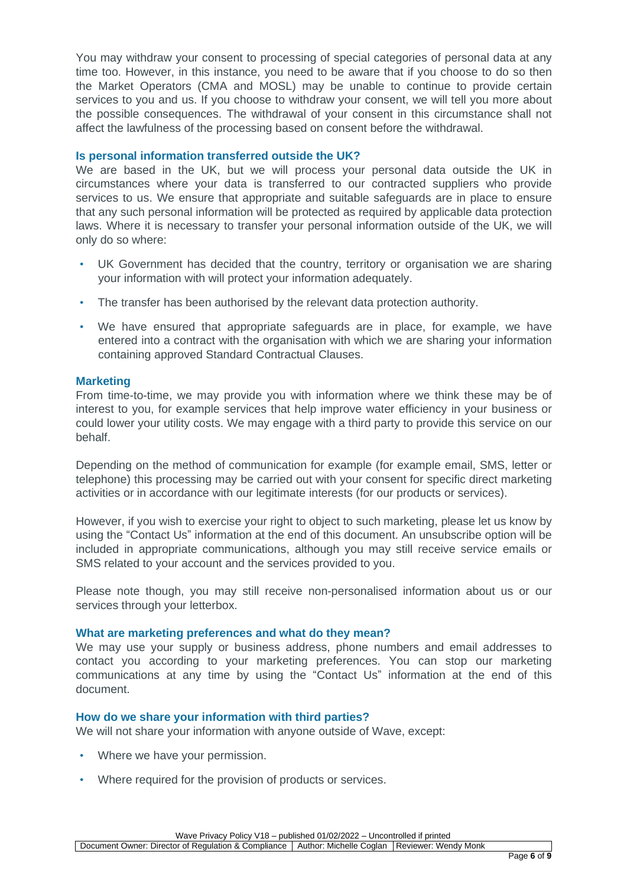You may withdraw your consent to processing of special categories of personal data at any time too. However, in this instance, you need to be aware that if you choose to do so then the Market Operators (CMA and MOSL) may be unable to continue to provide certain services to you and us. If you choose to withdraw your consent, we will tell you more about the possible consequences. The withdrawal of your consent in this circumstance shall not affect the lawfulness of the processing based on consent before the withdrawal.

### Is personal information transferred outside the UK?

We are based in the UK, but we will process your personal data outside the UK in circumstances where your data is transferred to our contracted suppliers who provide services to us. We ensure that appropriate and suitable safeguards are in place to ensure that any such personal information will be protected as required by applicable data protection laws. Where it is necessary to transfer your personal information outside of the UK, we will only do so where:

- UK Government has decided that the country, territory or organisation we are sharing your information with will protect your information adequately.
- The transfer has been authorised by the relevant data protection authority.
- We have ensured that appropriate safeguards are in place, for example, we have entered into a contract with the organisation with which we are sharing your information containing approved Standard Contractual Clauses.

### Marketing

From time-to-time, we may provide you with information where we think these may be of interest to you, for example services that help improve water efficiency in your business or could lower your utility costs. We may engage with a third party to provide this service on our behalf.

Depending on the method of communication for example (for example email, SMS, letter or telephone) this processing may be carried out with your consent for specific direct marketing activities or in accordance with our legitimate interests (for our products or services).

However, if you wish to exercise your right to object to such marketing, please let us know by using the “Contact Us” information at the end of this document. An unsubscribe option will be included in appropriate communications, although you may still receive service emails or SMS related to your account and the services provided to you.

Please note though, you may still receive non-personalised information about us or our services through your letterbox.

### What are marketing preferences and what do they mean?

We may use your supply or business address, phone numbers and email addresses to contact you according to your marketing preferences. You can stop our marketing communications at any time by using the “Contact Us” information at the end of this document.

### How do we share your information with third parties?

We will not share your information with anyone outside of Wave, except:

- Where we have your permission.
- Where required for the provision of products or services.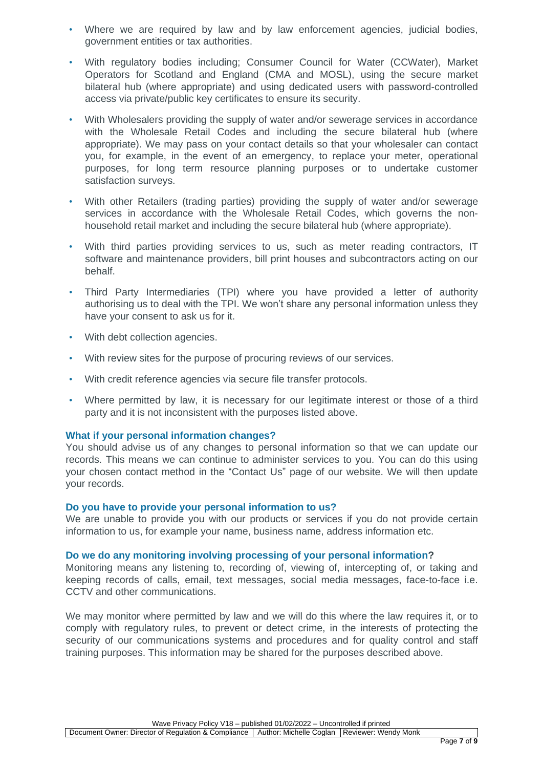- Where we are required by law and by law enforcement agencies, judicial bodies, government entities or tax authorities.
- With regulatory bodies including; Consumer Council for Water (CCWater), Market Operators for Scotland and England (CMA and MOSL), using the secure market bilateral hub (where appropriate) and using dedicated users with password-controlled access via private/public key certificates to ensure its security.
- With Wholesalers providing the supply of water and/or sewerage services in accordance with the Wholesale Retail Codes and including the secure bilateral hub (where appropriate). We may pass on your contact details so that your wholesaler can contact you, for example, in the event of an emergency, to replace your meter, operational purposes, for long term resource planning purposes or to undertake customer satisfaction surveys.
- With other Retailers (trading parties) providing the supply of water and/or sewerage services in accordance with the Wholesale Retail Codes, which governs the non-household retail market and including the secure bilateral hub (where appropriate).
- With third parties providing services to us, such as meter reading contractors, IT software and maintenance providers, bill print houses and subcontractors acting on our behalf.
- Third Party Intermediaries (TPI) where you have provided a letter of authority authorising us to deal with the TPI. We won't share any personal information unless they have your consent to ask us for it.
- With debt collection agencies.
- With review sites for the purpose of procuring reviews of our services.
- With credit reference agencies via secure file transfer protocols.
- Where permitted by law, it is necessary for our legitimate interest or those of a third party and it is not inconsistent with the purposes listed above.

### What if your personal information changes?

You should advise us of any changes to personal information so that we can update our records. This means we can continue to administer services to you. You can do this using your chosen contact method in the "Contact Us" page of our website. We will then update your records.

### Do you have to provide your personal information to us?

We are unable to provide you with our products or services if you do not provide certain information to us, for example your name, business name, address information etc.

### Do we do any monitoring involving processing of your personal information?

Monitoring means any listening to, recording of, viewing of, intercepting of, or taking and keeping records of calls, email, text messages, social media messages, face-to-face i.e. CCTV and other communications.

We may monitor where permitted by law and we will do this where the law requires it, or to comply with regulatory rules, to prevent or detect crime, in the interests of protecting the security of our communications systems and procedures and for quality control and staff training purposes. This information may be shared for the purposes described above.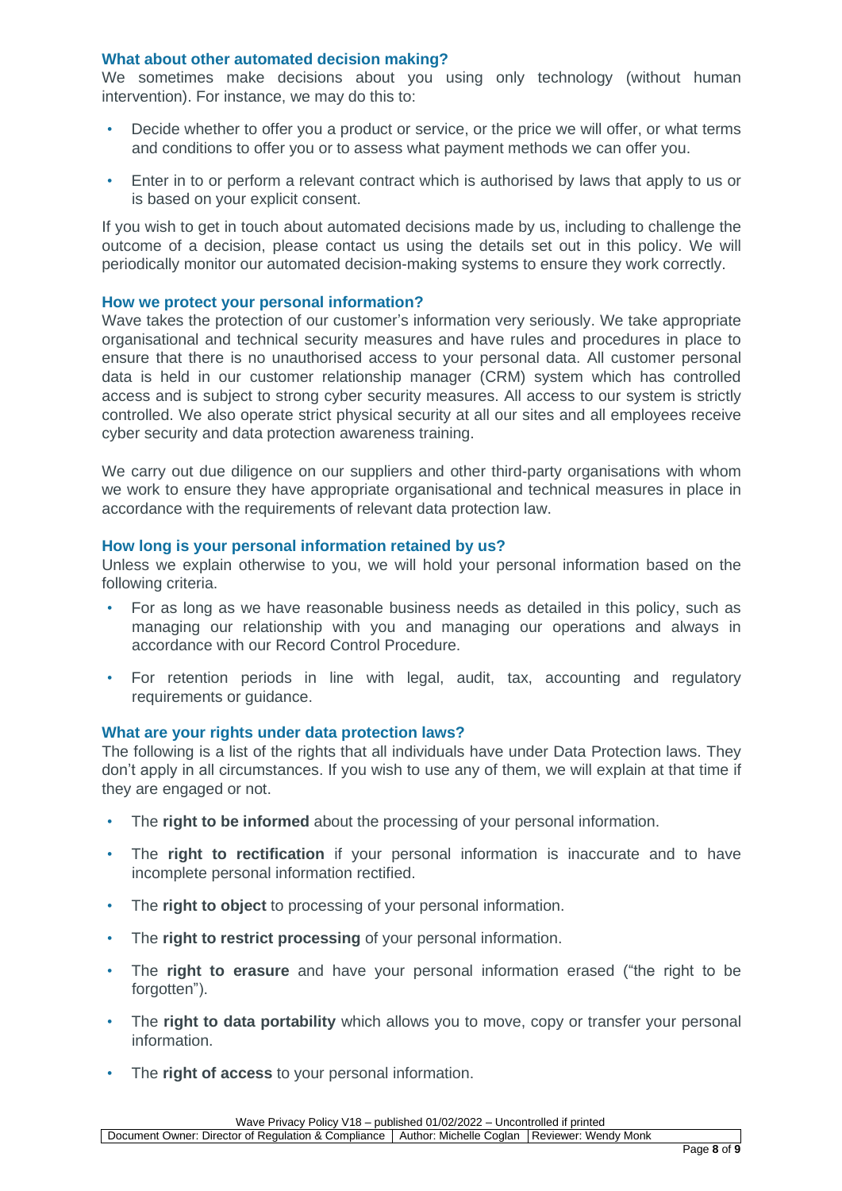### What about other automated decision making?

We sometimes make decisions about you using only technology (without human intervention). For instance, we may do this to:

- Decide whether to offer you a product or service, or the price we will offer, or what terms and conditions to offer you or to assess what payment methods we can offer you.
- Enter in to or perform a relevant contract which is authorised by laws that apply to us or is based on your explicit consent.

If you wish to get in touch about automated decisions made by us, including to challenge the outcome of a decision, please contact us using the details set out in this policy. We will periodically monitor our automated decision-making systems to ensure they work correctly.

### How we protect your personal information?

Wave takes the protection of our customer's information very seriously. We take appropriate organisational and technical security measures and have rules and procedures in place to ensure that there is no unauthorised access to your personal data. All customer personal data is held in our customer relationship manager (CRM) system which has controlled access and is subject to strong cyber security measures. All access to our system is strictly controlled. We also operate strict physical security at all our sites and all employees receive cyber security and data protection awareness training.

We carry out due diligence on our suppliers and other third-party organisations with whom we work to ensure they have appropriate organisational and technical measures in place in accordance with the requirements of relevant data protection law.

### How long is your personal information retained by us?

Unless we explain otherwise to you, we will hold your personal information based on the following criteria.

- For as long as we have reasonable business needs as detailed in this policy, such as managing our relationship with you and managing our operations and always in accordance with our Record Control Procedure.
- For retention periods in line with legal, audit, tax, accounting and regulatory requirements or guidance.

### What are your rights under data protection laws?

The following is a list of the rights that all individuals have under Data Protection laws. They don't apply in all circumstances. If you wish to use any of them, we will explain at that time if they are engaged or not.

- The **right to be informed** about the processing of your personal information.
- The **right to rectification** if your personal information is inaccurate and to have incomplete personal information rectified.
- The **right to object** to processing of your personal information.
- The **right to restrict processing** of your personal information.
- The **right to erasure** and have your personal information erased ("the right to be forgotten").
- The **right to data portability** which allows you to move, copy or transfer your personal information.
- The **right of access** to your personal information.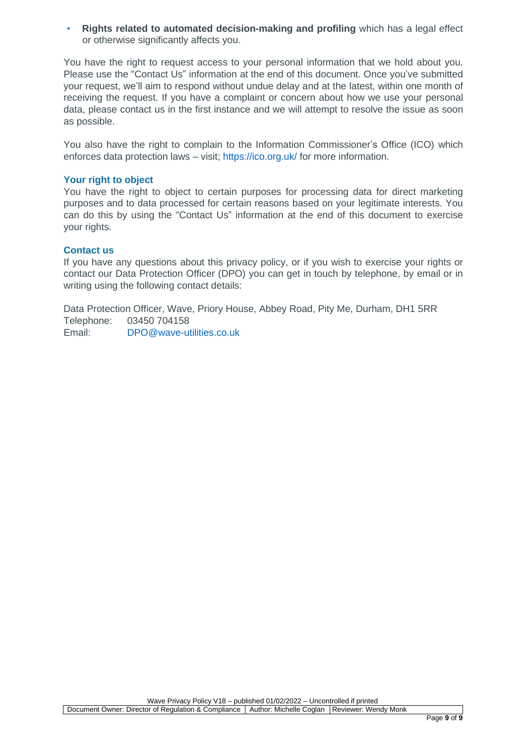- **Rights related to automated decision-making and profiling** which has a legal effect or otherwise significantly affects you.

You have the right to request access to your personal information that we hold about you. Please use the "Contact Us" information at the end of this document. Once you've submitted your request, we'll aim to respond without undue delay and at the latest, within one month of receiving the request. If you have a complaint or concern about how we use your personal data, please contact us in the first instance and we will attempt to resolve the issue as soon as possible.

You also have the right to complain to the Information Commissioner's Office (ICO) which enforces data protection laws – visit; https://ico.org.uk/ for more information.

### Your right to object

You have the right to object to certain purposes for processing data for direct marketing purposes and to data processed for certain reasons based on your legitimate interests. You can do this by using the "Contact Us" information at the end of this document to exercise your rights.

### Contact us

If you have any questions about this privacy policy, or if you wish to exercise your rights or contact our Data Protection Officer (DPO) you can get in touch by telephone, by email or in writing using the following contact details:

Data Protection Officer, Wave, Priory House, Abbey Road, Pity Me, Durham, DH1 5RR
Telephone: 03450 704158
Email: DPO@wave-utilities.co.uk